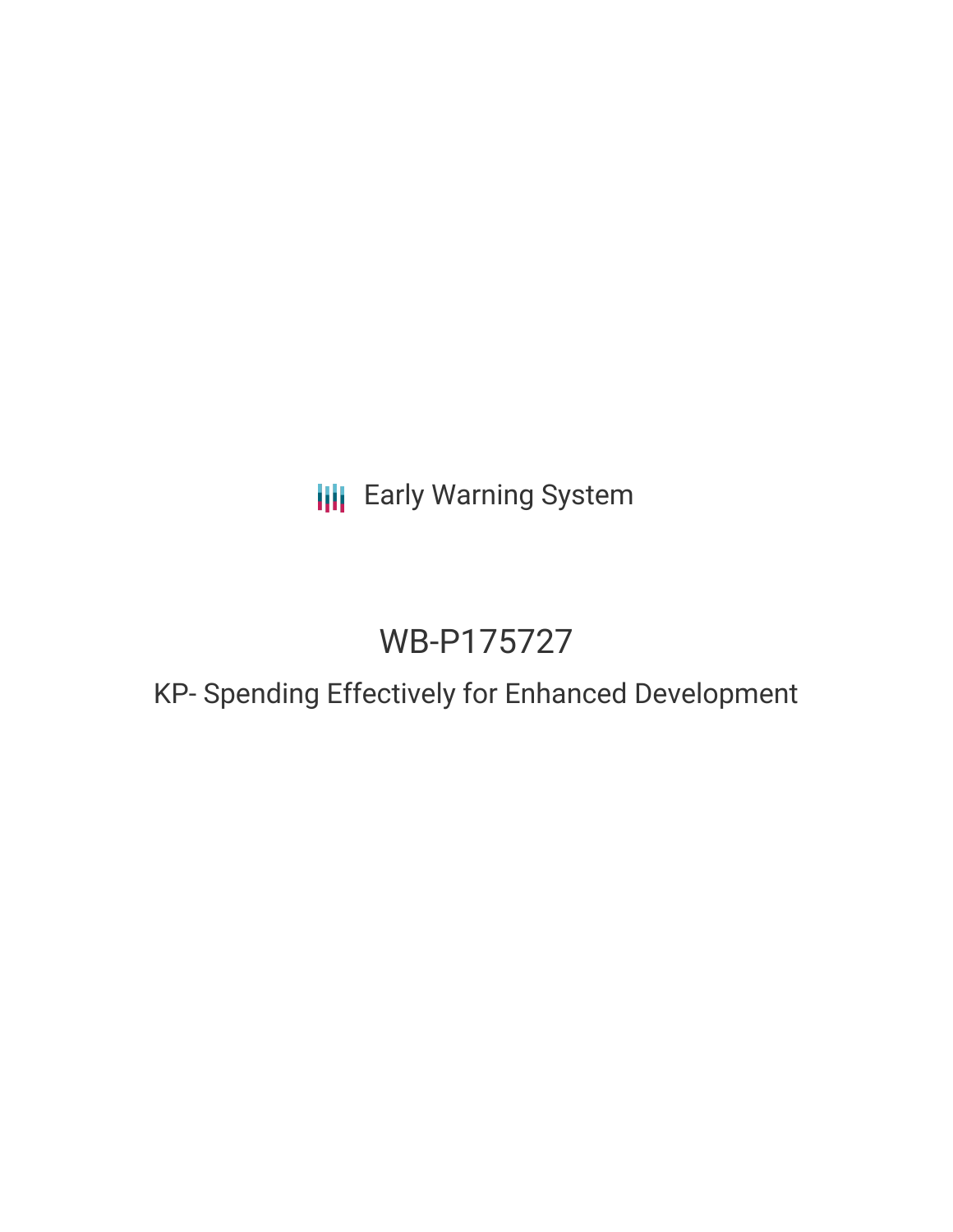Early Warning System

# WB-P175727

## KP- Spending Effectively for Enhanced Development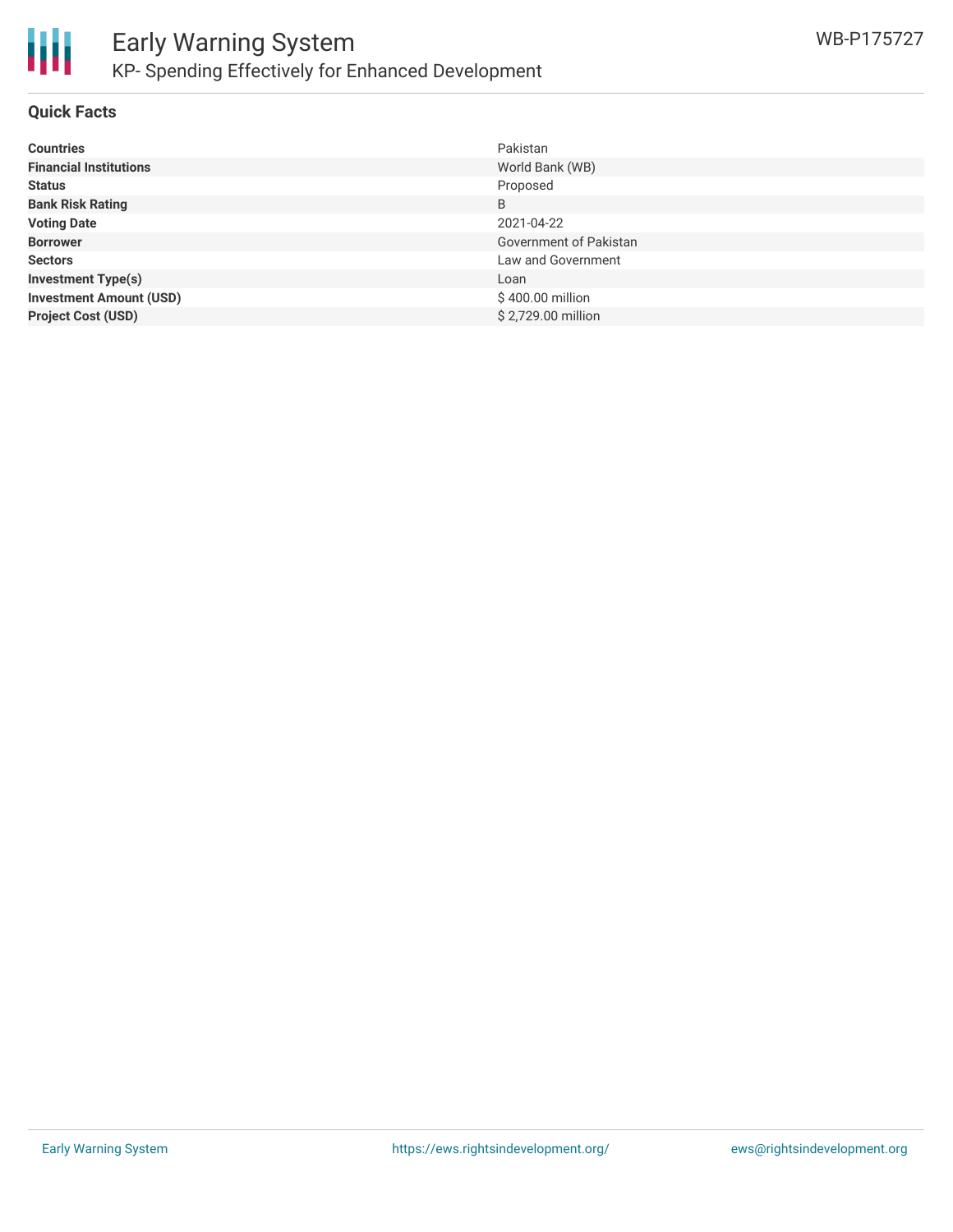## Quick Facts

| | |
|---|---|
| **Countries** | Pakistan |
| **Financial Institutions** | World Bank (WB) |
| **Status** | Proposed |
| **Bank Risk Rating** | B |
| **Voting Date** | 2021-04-22 |
| **Borrower** | Government of Pakistan |
| **Sectors** | Law and Government |
| **Investment Type(s)** | Loan |
| **Investment Amount (USD)** | $ 400.00 million |
| **Project Cost (USD)** | $ 2,729.00 million |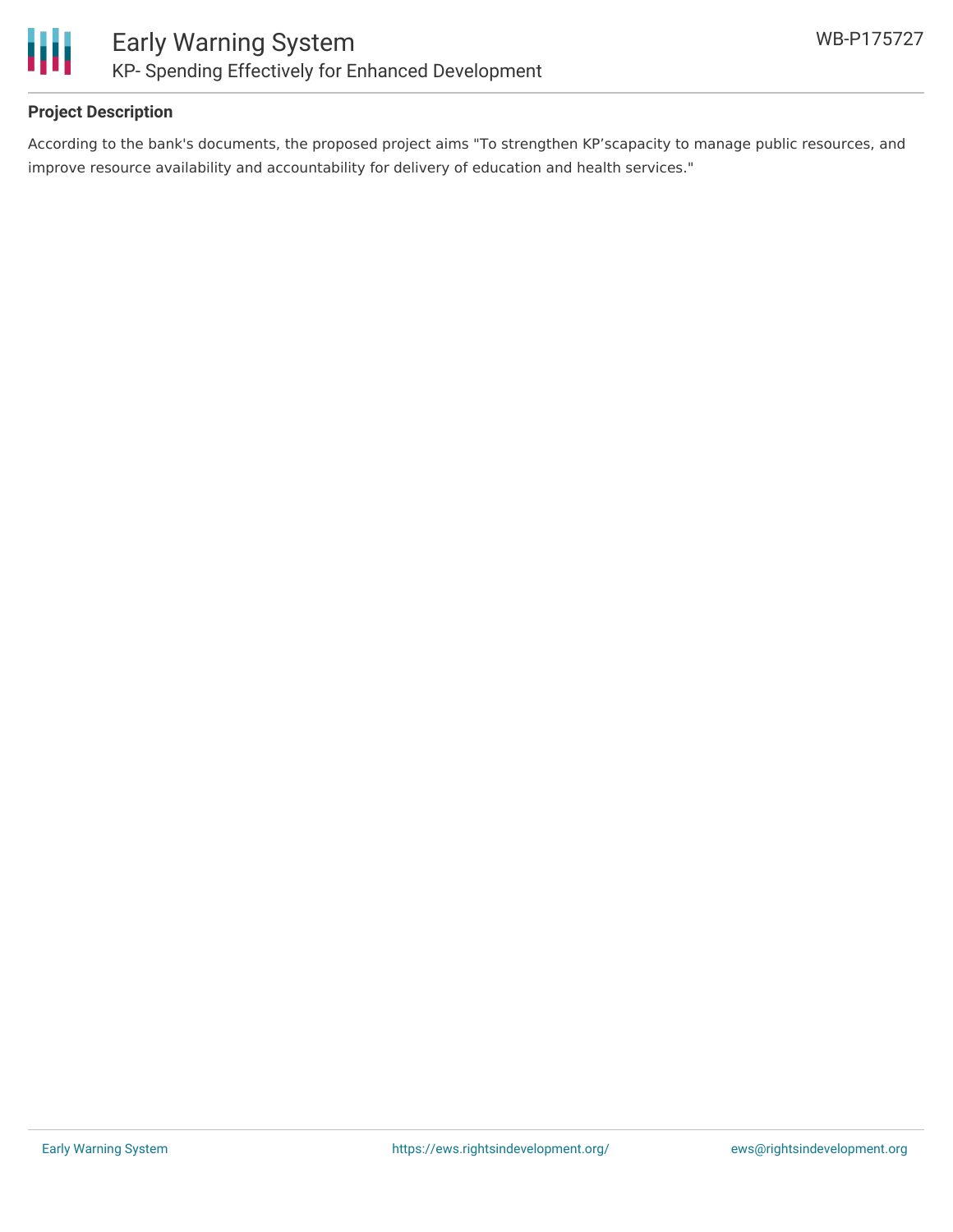## Project Description

According to the bank's documents, the proposed project aims "To strengthen KP'scapacity to manage public resources, and improve resource availability and accountability for delivery of education and health services."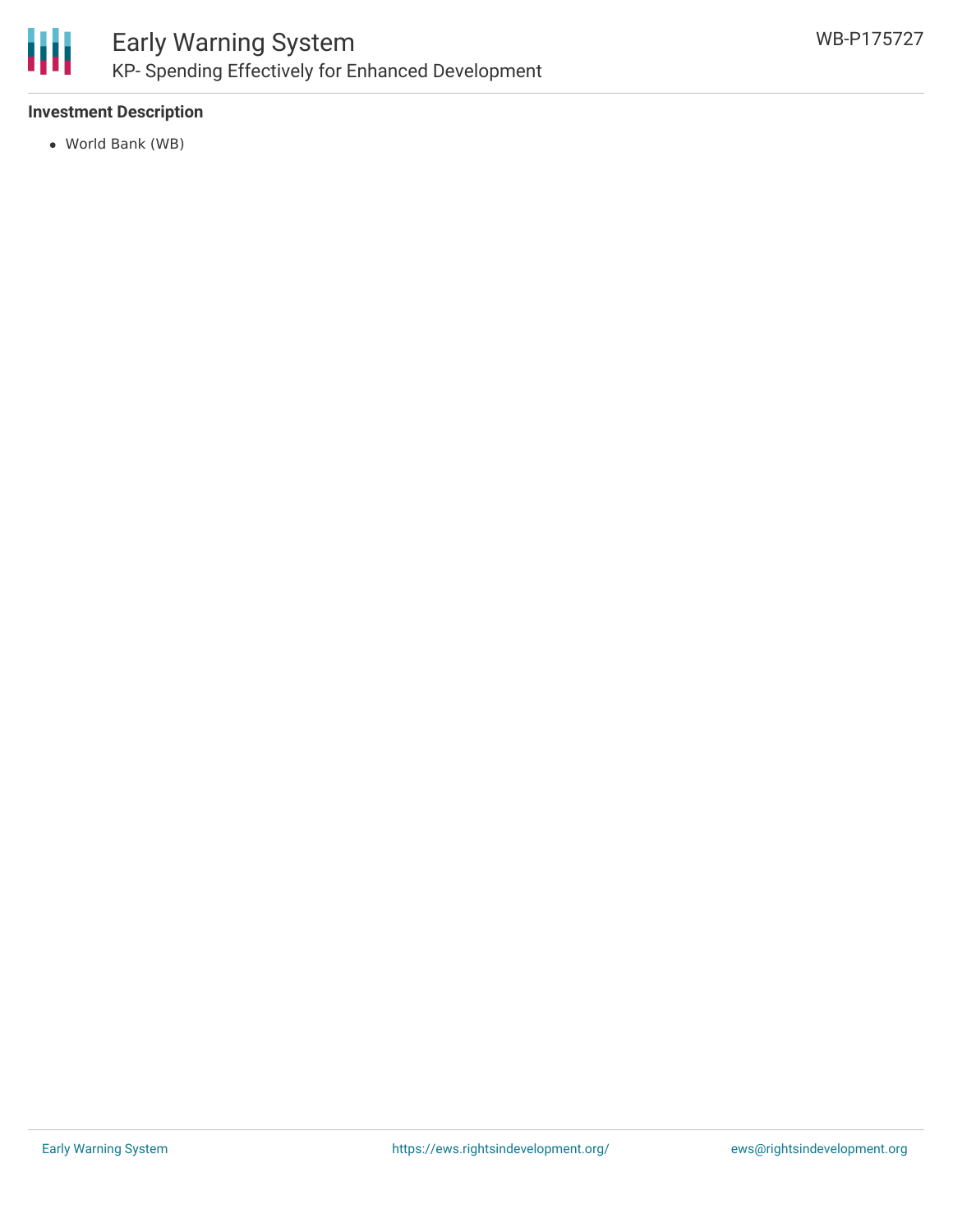### Investment Description

- World Bank (WB)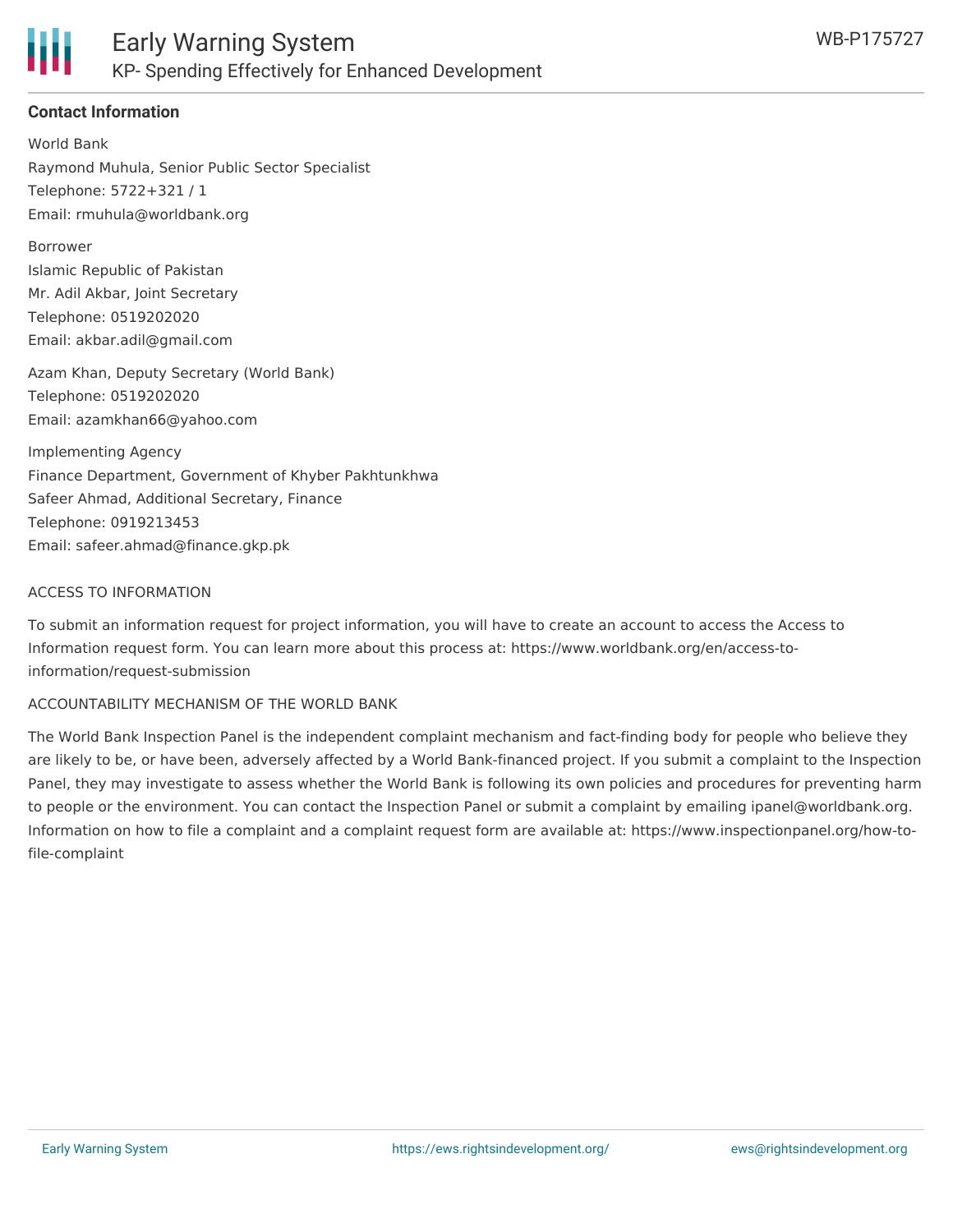## Contact Information

World Bank
Raymond Muhula, Senior Public Sector Specialist
Telephone: 5722+321 / 1
Email: rmuhula@worldbank.org

Borrower
Islamic Republic of Pakistan
Mr. Adil Akbar, Joint Secretary
Telephone: 0519202020
Email: akbar.adil@gmail.com

Azam Khan, Deputy Secretary (World Bank)
Telephone: 0519202020
Email: azamkhan66@yahoo.com

Implementing Agency
Finance Department, Government of Khyber Pakhtunkhwa
Safeer Ahmad, Additional Secretary, Finance
Telephone: 0919213453
Email: safeer.ahmad@finance.gkp.pk

ACCESS TO INFORMATION

To submit an information request for project information, you will have to create an account to access the Access to Information request form. You can learn more about this process at: https://www.worldbank.org/en/access-to-information/request-submission

ACCOUNTABILITY MECHANISM OF THE WORLD BANK

The World Bank Inspection Panel is the independent complaint mechanism and fact-finding body for people who believe they are likely to be, or have been, adversely affected by a World Bank-financed project. If you submit a complaint to the Inspection Panel, they may investigate to assess whether the World Bank is following its own policies and procedures for preventing harm to people or the environment. You can contact the Inspection Panel or submit a complaint by emailing ipanel@worldbank.org. Information on how to file a complaint and a complaint request form are available at: https://www.inspectionpanel.org/how-to-file-complaint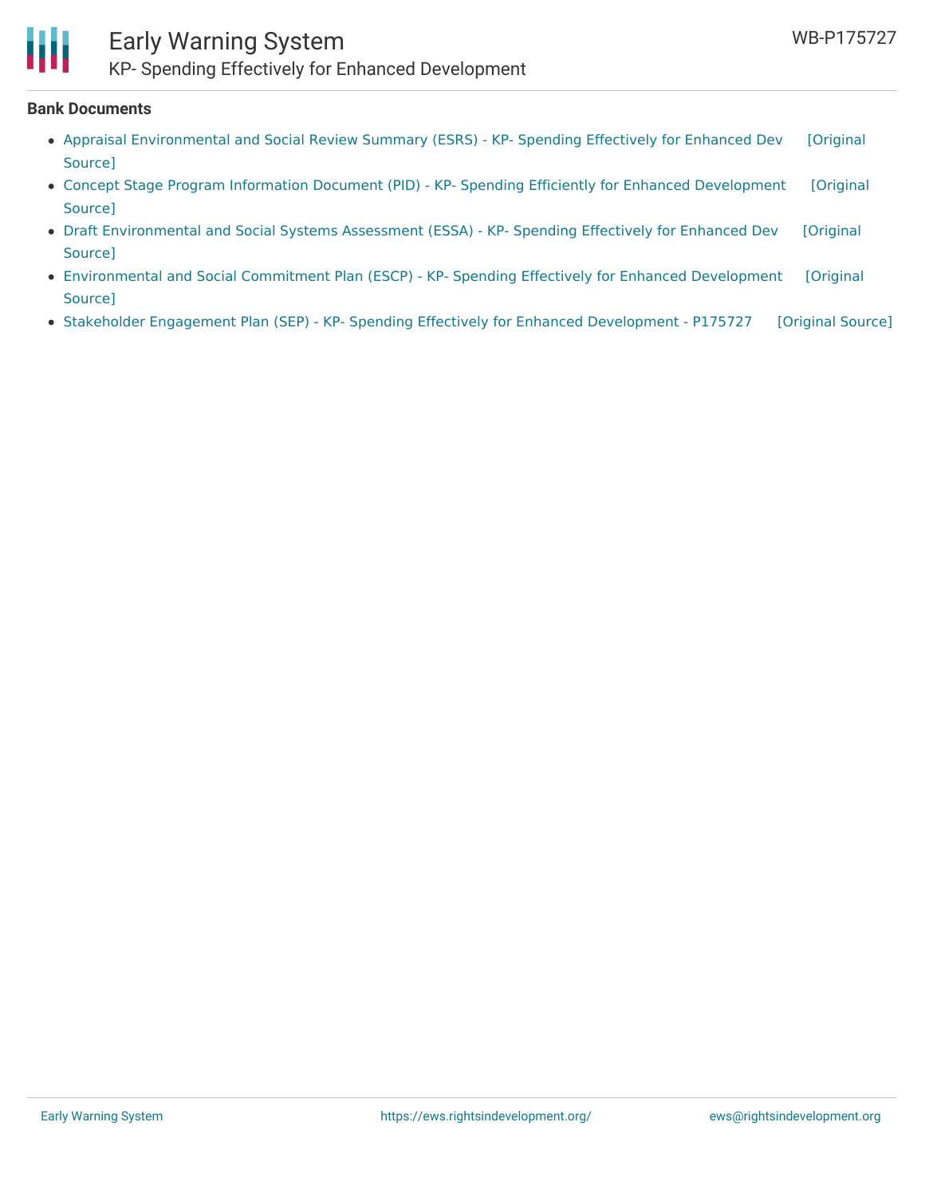**Bank Documents**

- Appraisal Environmental and Social Review Summary (ESRS) - KP- Spending Effectively for Enhanced Dev [Original Source]
- Concept Stage Program Information Document (PID) - KP- Spending Efficiently for Enhanced Development [Original Source]
- Draft Environmental and Social Systems Assessment (ESSA) - KP- Spending Effectively for Enhanced Dev [Original Source]
- Environmental and Social Commitment Plan (ESCP) - KP- Spending Effectively for Enhanced Development [Original Source]
- Stakeholder Engagement Plan (SEP) - KP- Spending Effectively for Enhanced Development - P175727 [Original Source]